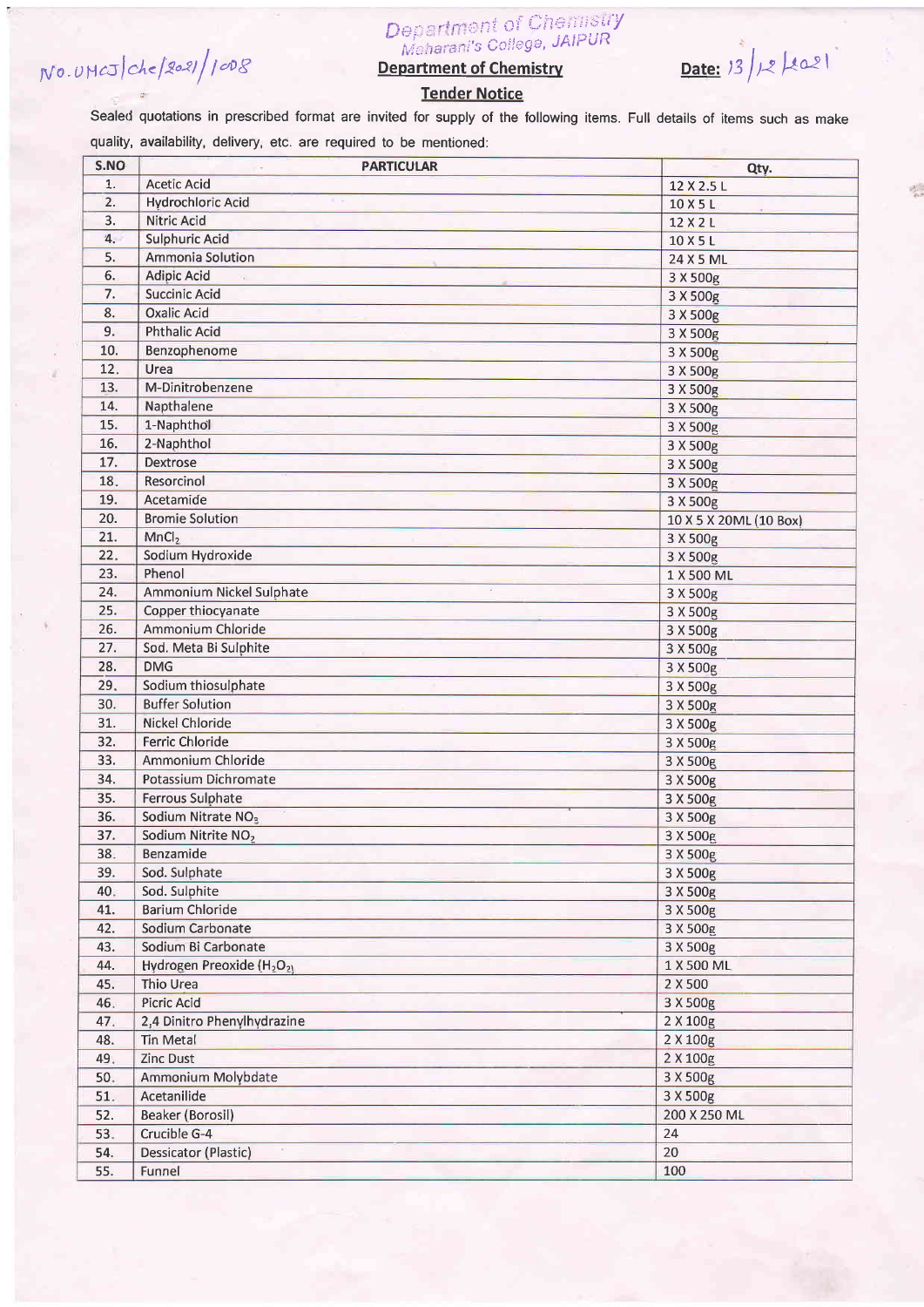No. UMCJ/che/2021/1008

Department of Chemistry
Maharani's College, JAIPUR

## Department of Chemistry

**Date:** 13/12/2021

### Tender Notice

Sealed quotations in prescribed format are invited for supply of the following items. Full details of items such as make quality, availability, delivery, etc. are required to be mentioned:

| S.NO | PARTICULAR | Qty. |
|---|---|---|
| 1. | Acetic Acid | 12 X 2.5 L |
| 2. | Hydrochloric Acid | 10 X 5 L |
| 3. | Nitric Acid | 12 X 2 L |
| 4. | Sulphuric Acid | 10 X 5 L |
| 5. | Ammonia Solution | 24 X 5 ML |
| 6. | Adipic Acid | 3 X 500g |
| 7. | Succinic Acid | 3 X 500g |
| 8. | Oxalic Acid | 3 X 500g |
| 9. | Phthalic Acid | 3 X 500g |
| 10. | Benzophenome | 3 X 500g |
| 12. | Urea | 3 X 500g |
| 13. | M-Dinitrobenzene | 3 X 500g |
| 14. | Napthalene | 3 X 500g |
| 15. | 1-Naphthol | 3 X 500g |
| 16. | 2-Naphthol | 3 X 500g |
| 17. | Dextrose | 3 X 500g |
| 18. | Resorcinol | 3 X 500g |
| 19. | Acetamide | 3 X 500g |
| 20. | Bromie Solution | 10 X 5 X 20ML (10 Box) |
| 21. | $MnCl_2$ | 3 X 500g |
| 22. | Sodium Hydroxide | 3 X 500g |
| 23. | Phenol | 1 X 500 ML |
| 24. | Ammonium Nickel Sulphate | 3 X 500g |
| 25. | Copper thiocyanate | 3 X 500g |
| 26. | Ammonium Chloride | 3 X 500g |
| 27. | Sod. Meta Bi Sulphite | 3 X 500g |
| 28. | DMG | 3 X 500g |
| 29. | Sodium thiosulphate | 3 X 500g |
| 30. | Buffer Solution | 3 X 500g |
| 31. | Nickel Chloride | 3 X 500g |
| 32. | Ferric Chloride | 3 X 500g |
| 33. | Ammonium Chloride | 3 X 500g |
| 34. | Potassium Dichromate | 3 X 500g |
| 35. | Ferrous Sulphate | 3 X 500g |
| 36. | Sodium Nitrate $NO_3$ | 3 X 500g |
| 37. | Sodium Nitrite $NO_2$ | 3 X 500g |
| 38. | Benzamide | 3 X 500g |
| 39. | Sod. Sulphate | 3 X 500g |
| 40. | Sod. Sulphite | 3 X 500g |
| 41. | Barium Chloride | 3 X 500g |
| 42. | Sodium Carbonate | 3 X 500g |
| 43. | Sodium Bi Carbonate | 3 X 500g |
| 44. | Hydrogen Preoxide ($H_2O_2$) | 1 X 500 ML |
| 45. | Thio Urea | 2 X 500 |
| 46. | Picric Acid | 3 X 500g |
| 47. | 2,4 Dinitro Phenylhydrazine | 2 X 100g |
| 48. | Tin Metal | 2 X 100g |
| 49. | Zinc Dust | 2 X 100g |
| 50. | Ammonium Molybdate | 3 X 500g |
| 51. | Acetanilide | 3 X 500g |
| 52. | Beaker (Borosil) | 200 X 250 ML |
| 53. | Crucible G-4 | 24 |
| 54. | Dessicator (Plastic) | 20 |
| 55. | Funnel | 100 |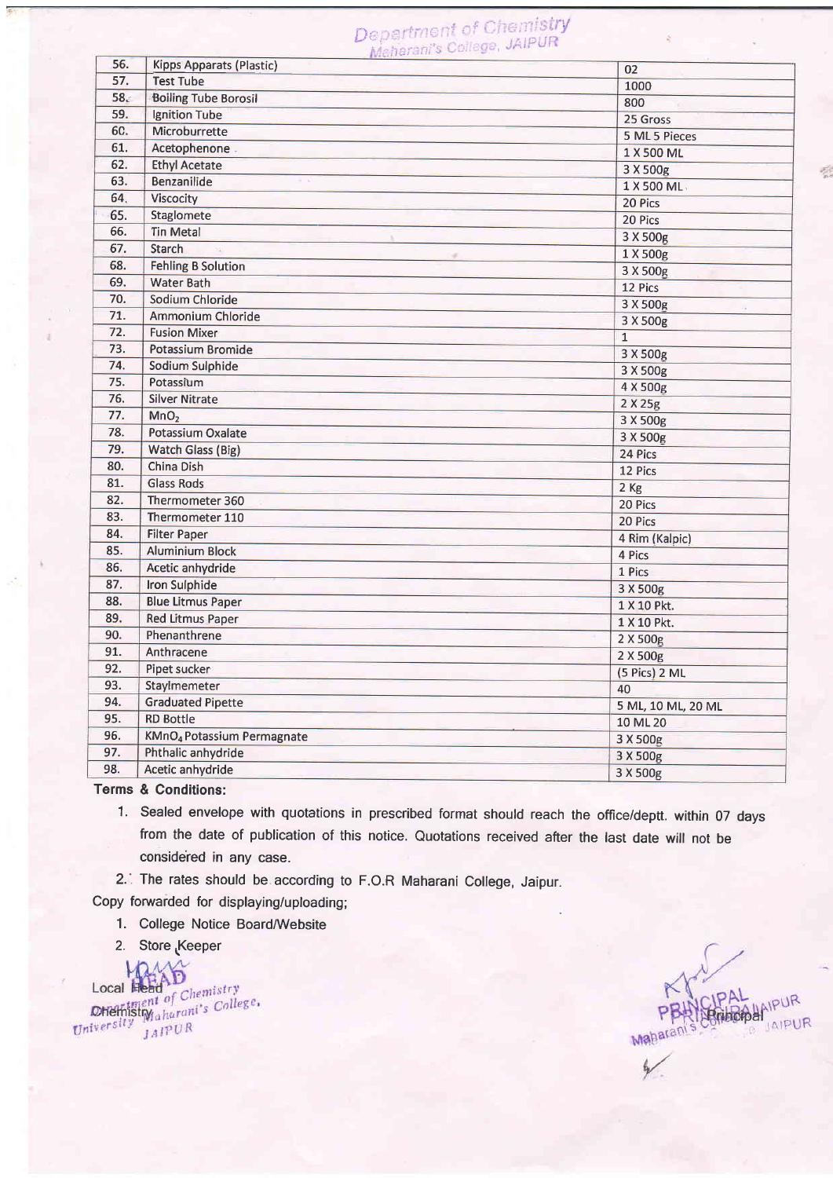Department of Chemistry
Maharani's College, JAIPUR

| | | |
|---|---|---|
| 56. | Kipps Apparats (Plastic) | 02 |
| 57. | Test Tube | 1000 |
| 58. | Boiling Tube Borosil | 800 |
| 59. | Ignition Tube | 25 Gross |
| 60. | Microburrette | 5 ML 5 Pieces |
| 61. | Acetophenone | 1 X 500 ML |
| 62. | Ethyl Acetate | 3 X 500g |
| 63. | Benzanilide | 1 X 500 ML |
| 64. | Viscocity | 20 Pics |
| 65. | Staglomete | 20 Pics |
| 66. | Tin Metal | 3 X 500g |
| 67. | Starch | 1 X 500g |
| 68. | Fehling B Solution | 3 X 500g |
| 69. | Water Bath | 12 Pics |
| 70. | Sodium Chloride | 3 X 500g |
| 71. | Ammonium Chloride | 3 X 500g |
| 72. | Fusion Mixer | 1 |
| 73. | Potassium Bromide | 3 X 500g |
| 74. | Sodium Sulphide | 3 X 500g |
| 75. | Potassium | 4 X 500g |
| 76. | Silver Nitrate | 2 X 25g |
| 77. | $MnO_2$ | 3 X 500g |
| 78. | Potassium Oxalate | 3 X 500g |
| 79. | Watch Glass (Big) | 24 Pics |
| 80. | China Dish | 12 Pics |
| 81. | Glass Rods | 2 Kg |
| 82. | Thermometer 360 | 20 Pics |
| 83. | Thermometer 110 | 20 Pics |
| 84. | Filter Paper | 4 Rim (Kalpic) |
| 85. | Aluminium Block | 4 Pics |
| 86. | Acetic anhydride | 1 Pics |
| 87. | Iron Sulphide | 3 X 500g |
| 88. | Blue Litmus Paper | 1 X 10 Pkt. |
| 89. | Red Litmus Paper | 1 X 10 Pkt. |
| 90. | Phenanthrene | 2 X 500g |
| 91. | Anthracene | 2 X 500g |
| 92. | Pipet sucker | (5 Pics) 2 ML |
| 93. | Staylmemeter | 40 |
| 94. | Graduated Pipette | 5 ML, 10 ML, 20 ML |
| 95. | RD Bottle | 10 ML 20 |
| 96. | $KMnO_4$ Potassium Permagnate | 3 X 500g |
| 97. | Phthalic anhydride | 3 X 500g |
| 98. | Acetic anhydride | 3 X 500g |

**Terms & Conditions:**

1. Sealed envelope with quotations in prescribed format should reach the office/deptt. within 07 days from the date of publication of this notice. Quotations received after the last date will not be considered in any case.
2. The rates should be according to F.O.R Maharani College, Jaipur.

Copy forwarded for displaying/uploading;

1. College Notice Board/Website
2. Store Keeper

Local Head
Chemistry
HEAD
Department of Chemistry
University Maharani's College,
JAIPUR

Principal
PRINCIPAL
Maharani's College, JAIPUR